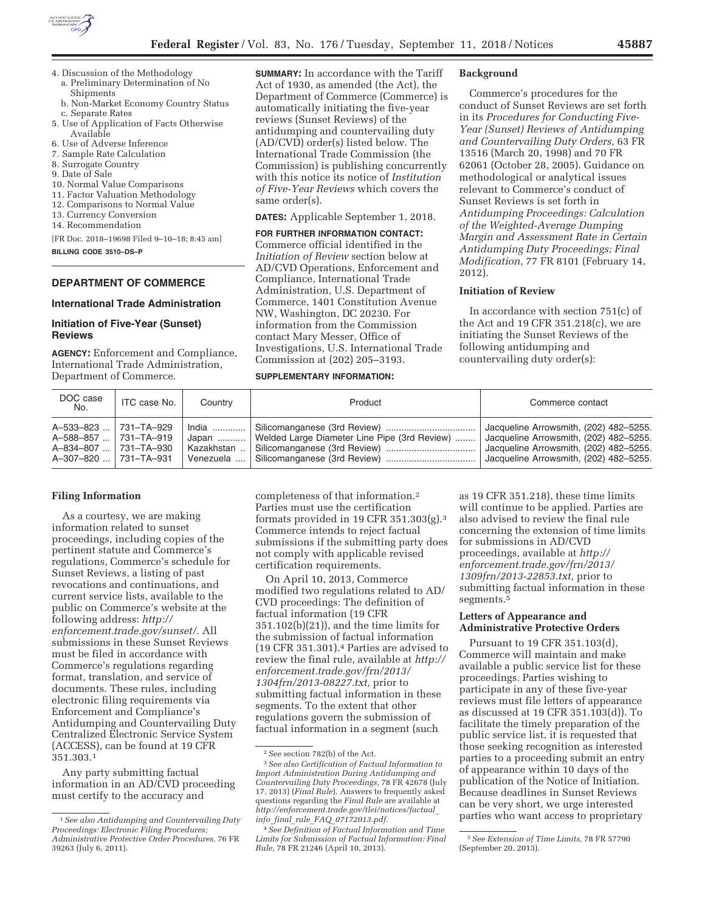4. Discussion of the Methodology
   a. Preliminary Determination of No Shipments
   b. Non-Market Economy Country Status
   c. Separate Rates
5. Use of Application of Facts Otherwise Available
6. Use of Adverse Inference
7. Sample Rate Calculation
8. Surrogate Country
9. Date of Sale
10. Normal Value Comparisons
11. Factor Valuation Methodology
12. Comparisons to Normal Value
13. Currency Conversion
14. Recommendation

[FR Doc. 2018–19698 Filed 9–10–18; 8:45 am]

**BILLING CODE 3510–DS–P**

## DEPARTMENT OF COMMERCE

### International Trade Administration

### Initiation of Five-Year (Sunset) Reviews

**AGENCY:** Enforcement and Compliance, International Trade Administration, Department of Commerce.

**SUMMARY:** In accordance with the Tariff Act of 1930, as amended (the Act), the Department of Commerce (Commerce) is automatically initiating the five-year reviews (Sunset Reviews) of the antidumping and countervailing duty (AD/CVD) order(s) listed below. The International Trade Commission (the Commission) is publishing concurrently with this notice its notice of *Institution of Five-Year Reviews* which covers the same order(s).

**DATES:** Applicable September 1, 2018.

**FOR FURTHER INFORMATION CONTACT:** Commerce official identified in the *Initiation of Review* section below at AD/CVD Operations, Enforcement and Compliance, International Trade Administration, U.S. Department of Commerce, 1401 Constitution Avenue NW, Washington, DC 20230. For information from the Commission contact Mary Messer, Office of Investigations, U.S. International Trade Commission at (202) 205–3193.

**SUPPLEMENTARY INFORMATION:**

### Background

Commerce's procedures for the conduct of Sunset Reviews are set forth in its *Procedures for Conducting Five-Year (Sunset) Reviews of Antidumping and Countervailing Duty Orders,* 63 FR 13516 (March 20, 1998) and 70 FR 62061 (October 28, 2005). Guidance on methodological or analytical issues relevant to Commerce's conduct of Sunset Reviews is set forth in *Antidumping Proceedings: Calculation of the Weighted-Average Dumping Margin and Assessment Rate in Certain Antidumping Duty Proceedings; Final Modification,* 77 FR 8101 (February 14, 2012).

### Initiation of Review

In accordance with section 751(c) of the Act and 19 CFR 351.218(c), we are initiating the Sunset Reviews of the following antidumping and countervailing duty order(s):

| DOC case No. | ITC case No. | Country | Product | Commerce contact |
|---|---|---|---|---|
| A–533–823 | 731–TA–929 | India | Silicomanganese (3rd Review) | Jacqueline Arrowsmith, (202) 482–5255. |
| A–588–857 | 731–TA–919 | Japan | Welded Large Diameter Line Pipe (3rd Review) | Jacqueline Arrowsmith, (202) 482–5255. |
| A–834–807 | 731–TA–930 | Kazakhstan | Silicomanganese (3rd Review) | Jacqueline Arrowsmith, (202) 482–5255. |
| A–307–820 | 731–TA–931 | Venezuela | Silicomanganese (3rd Review) | Jacqueline Arrowsmith, (202) 482–5255. |

### Filing Information

As a courtesy, we are making information related to sunset proceedings, including copies of the pertinent statute and Commerce's regulations, Commerce's schedule for Sunset Reviews, a listing of past revocations and continuations, and current service lists, available to the public on Commerce's website at the following address: *http://enforcement.trade.gov/sunset/.* All submissions in these Sunset Reviews must be filed in accordance with Commerce's regulations regarding format, translation, and service of documents. These rules, including electronic filing requirements via Enforcement and Compliance's Antidumping and Countervailing Duty Centralized Electronic Service System (ACCESS), can be found at 19 CFR 351.303.[1]

Any party submitting factual information in an AD/CVD proceeding must certify to the accuracy and completeness of that information.[2] Parties must use the certification formats provided in 19 CFR 351.303(g).[3] Commerce intends to reject factual submissions if the submitting party does not comply with applicable revised certification requirements.

On April 10, 2013, Commerce modified two regulations related to AD/CVD proceedings: The definition of factual information (19 CFR 351.102(b)(21)), and the time limits for the submission of factual information (19 CFR 351.301).[4] Parties are advised to review the final rule, available at *http://enforcement.trade.gov/frn/2013/1304frn/2013-08227.txt,* prior to submitting factual information in these segments. To the extent that other regulations govern the submission of factual information in a segment (such as 19 CFR 351.218), these time limits will continue to be applied. Parties are also advised to review the final rule concerning the extension of time limits for submissions in AD/CVD proceedings, available at *http://enforcement.trade.gov/frn/2013/1309frn/2013-22853.txt,* prior to submitting factual information in these segments.[5]

### Letters of Appearance and Administrative Protective Orders

Pursuant to 19 CFR 351.103(d), Commerce will maintain and make available a public service list for these proceedings. Parties wishing to participate in any of these five-year reviews must file letters of appearance as discussed at 19 CFR 351.103(d)). To facilitate the timely preparation of the public service list, it is requested that those seeking recognition as interested parties to a proceeding submit an entry of appearance within 10 days of the publication of the Notice of Initiation. Because deadlines in Sunset Reviews can be very short, we urge interested parties who want access to proprietary

---

[1] *See also Antidumping and Countervailing Duty Proceedings: Electronic Filing Procedures; Administrative Protective Order Procedures,* 76 FR 39263 (July 6, 2011).

[2] *See* section 782(b) of the Act.

[3] *See also Certification of Factual Information to Import Administration During Antidumping and Countervailing Duty Proceedings,* 78 FR 42678 (July 17, 2013) (*Final Rule*). Answers to frequently asked questions regarding the *Final Rule* are available at *http://enforcement.trade.gov/tlei/notices/factual_info_final_rule_FAQ_07172013.pdf.*

[4] *See Definition of Factual Information and Time Limits for Submission of Factual Information: Final Rule,* 78 FR 21246 (April 10, 2013).

[5] *See Extension of Time Limits,* 78 FR 57790 (September 20, 2013).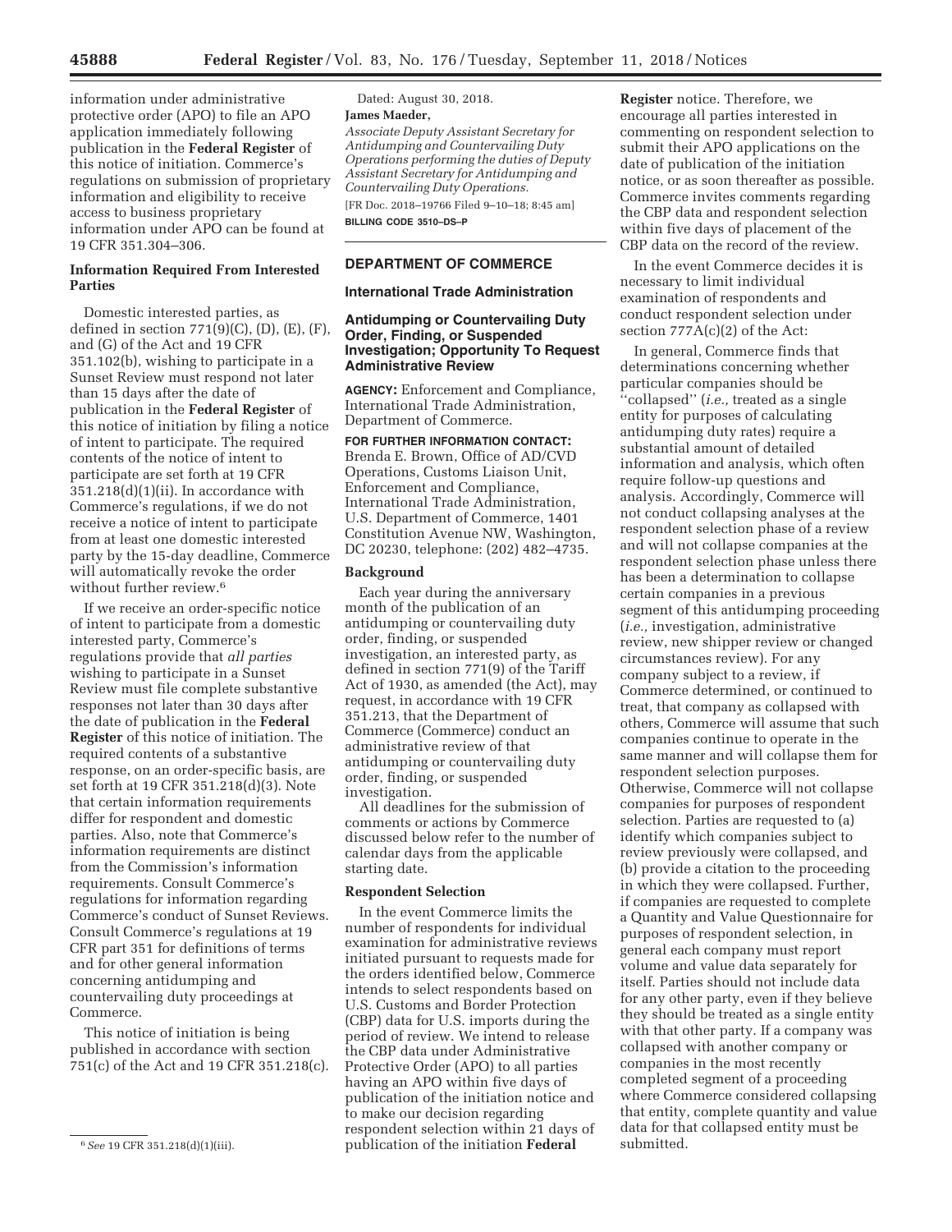information under administrative protective order (APO) to file an APO application immediately following publication in the **Federal Register** of this notice of initiation. Commerce's regulations on submission of proprietary information and eligibility to receive access to business proprietary information under APO can be found at 19 CFR 351.304–306.

### Information Required From Interested Parties

Domestic interested parties, as defined in section 771(9)(C), (D), (E), (F), and (G) of the Act and 19 CFR 351.102(b), wishing to participate in a Sunset Review must respond not later than 15 days after the date of publication in the **Federal Register** of this notice of initiation by filing a notice of intent to participate. The required contents of the notice of intent to participate are set forth at 19 CFR 351.218(d)(1)(ii). In accordance with Commerce's regulations, if we do not receive a notice of intent to participate from at least one domestic interested party by the 15-day deadline, Commerce will automatically revoke the order without further review.[6]

If we receive an order-specific notice of intent to participate from a domestic interested party, Commerce's regulations provide that *all parties* wishing to participate in a Sunset Review must file complete substantive responses not later than 30 days after the date of publication in the **Federal Register** of this notice of initiation. The required contents of a substantive response, on an order-specific basis, are set forth at 19 CFR 351.218(d)(3). Note that certain information requirements differ for respondent and domestic parties. Also, note that Commerce's information requirements are distinct from the Commission's information requirements. Consult Commerce's regulations for information regarding Commerce's conduct of Sunset Reviews. Consult Commerce's regulations at 19 CFR part 351 for definitions of terms and for other general information concerning antidumping and countervailing duty proceedings at Commerce.

This notice of initiation is being published in accordance with section 751(c) of the Act and 19 CFR 351.218(c).

[6] *See* 19 CFR 351.218(d)(1)(iii).

Dated: August 30, 2018.

**James Maeder,**

*Associate Deputy Assistant Secretary for Antidumping and Countervailing Duty Operations performing the duties of Deputy Assistant Secretary for Antidumping and Countervailing Duty Operations.*

[FR Doc. 2018–19766 Filed 9–10–18; 8:45 am]

**BILLING CODE 3510–DS–P**

## DEPARTMENT OF COMMERCE

### International Trade Administration

### Antidumping or Countervailing Duty Order, Finding, or Suspended Investigation; Opportunity To Request Administrative Review

**AGENCY:** Enforcement and Compliance, International Trade Administration, Department of Commerce.

**FOR FURTHER INFORMATION CONTACT:** Brenda E. Brown, Office of AD/CVD Operations, Customs Liaison Unit, Enforcement and Compliance, International Trade Administration, U.S. Department of Commerce, 1401 Constitution Avenue NW, Washington, DC 20230, telephone: (202) 482–4735.

### Background

Each year during the anniversary month of the publication of an antidumping or countervailing duty order, finding, or suspended investigation, an interested party, as defined in section 771(9) of the Tariff Act of 1930, as amended (the Act), may request, in accordance with 19 CFR 351.213, that the Department of Commerce (Commerce) conduct an administrative review of that antidumping or countervailing duty order, finding, or suspended investigation.

All deadlines for the submission of comments or actions by Commerce discussed below refer to the number of calendar days from the applicable starting date.

### Respondent Selection

In the event Commerce limits the number of respondents for individual examination for administrative reviews initiated pursuant to requests made for the orders identified below, Commerce intends to select respondents based on U.S. Customs and Border Protection (CBP) data for U.S. imports during the period of review. We intend to release the CBP data under Administrative Protective Order (APO) to all parties having an APO within five days of publication of the initiation notice and to make our decision regarding respondent selection within 21 days of publication of the initiation **Federal Register** notice. Therefore, we encourage all parties interested in commenting on respondent selection to submit their APO applications on the date of publication of the initiation notice, or as soon thereafter as possible. Commerce invites comments regarding the CBP data and respondent selection within five days of placement of the CBP data on the record of the review.

In the event Commerce decides it is necessary to limit individual examination of respondents and conduct respondent selection under section 777A(c)(2) of the Act:

In general, Commerce finds that determinations concerning whether particular companies should be "collapsed" (*i.e.,* treated as a single entity for purposes of calculating antidumping duty rates) require a substantial amount of detailed information and analysis, which often require follow-up questions and analysis. Accordingly, Commerce will not conduct collapsing analyses at the respondent selection phase of a review and will not collapse companies at the respondent selection phase unless there has been a determination to collapse certain companies in a previous segment of this antidumping proceeding (*i.e.,* investigation, administrative review, new shipper review or changed circumstances review). For any company subject to a review, if Commerce determined, or continued to treat, that company as collapsed with others, Commerce will assume that such companies continue to operate in the same manner and will collapse them for respondent selection purposes. Otherwise, Commerce will not collapse companies for purposes of respondent selection. Parties are requested to (a) identify which companies subject to review previously were collapsed, and (b) provide a citation to the proceeding in which they were collapsed. Further, if companies are requested to complete a Quantity and Value Questionnaire for purposes of respondent selection, in general each company must report volume and value data separately for itself. Parties should not include data for any other party, even if they believe they should be treated as a single entity with that other party. If a company was collapsed with another company or companies in the most recently completed segment of a proceeding where Commerce considered collapsing that entity, complete quantity and value data for that collapsed entity must be submitted.